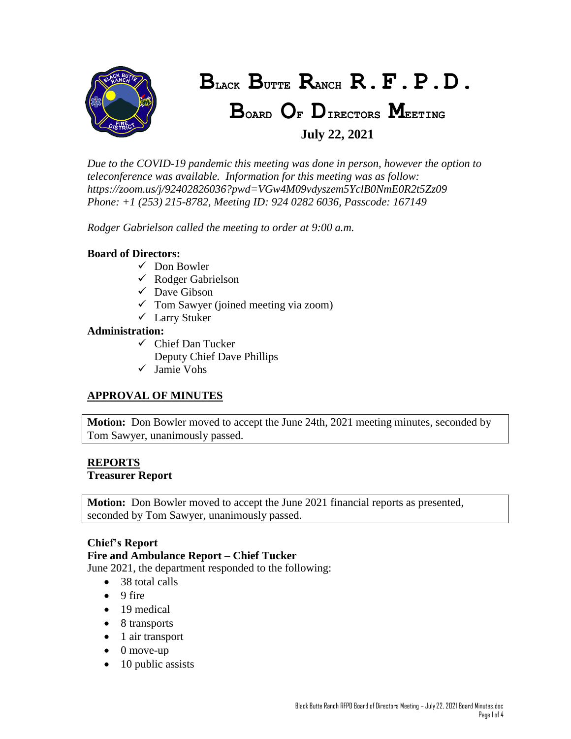# Black Butte Ranch R.F.P.D.

## Board Of Directors Meeting

**July 22, 2021**

*Due to the COVID-19 pandemic this meeting was done in person, however the option to teleconference was available. Information for this meeting was as follow: https://zoom.us/j/92402826036?pwd=VGw4M09vdyszem5YclB0NmE0R2t5Zz09 Phone: +1 (253) 215-8782, Meeting ID: 924 0282 6036, Passcode: 167149*

*Rodger Gabrielson called the meeting to order at 9:00 a.m.*

**Board of Directors:**

- ✓ Don Bowler
- ✓ Rodger Gabrielson
- ✓ Dave Gibson
- ✓ Tom Sawyer (joined meeting via zoom)
- ✓ Larry Stuker

**Administration:**

- ✓ Chief Dan Tucker
- Deputy Chief Dave Phillips
- ✓ Jamie Vohs

## APPROVAL OF MINUTES

**Motion:** Don Bowler moved to accept the June 24th, 2021 meeting minutes, seconded by Tom Sawyer, unanimously passed.

## REPORTS

**Treasurer Report**

**Motion:** Don Bowler moved to accept the June 2021 financial reports as presented, seconded by Tom Sawyer, unanimously passed.

**Chief's Report**

**Fire and Ambulance Report – Chief Tucker**

June 2021, the department responded to the following:

- 38 total calls
- 9 fire
- 19 medical
- 8 transports
- 1 air transport
- 0 move-up
- 10 public assists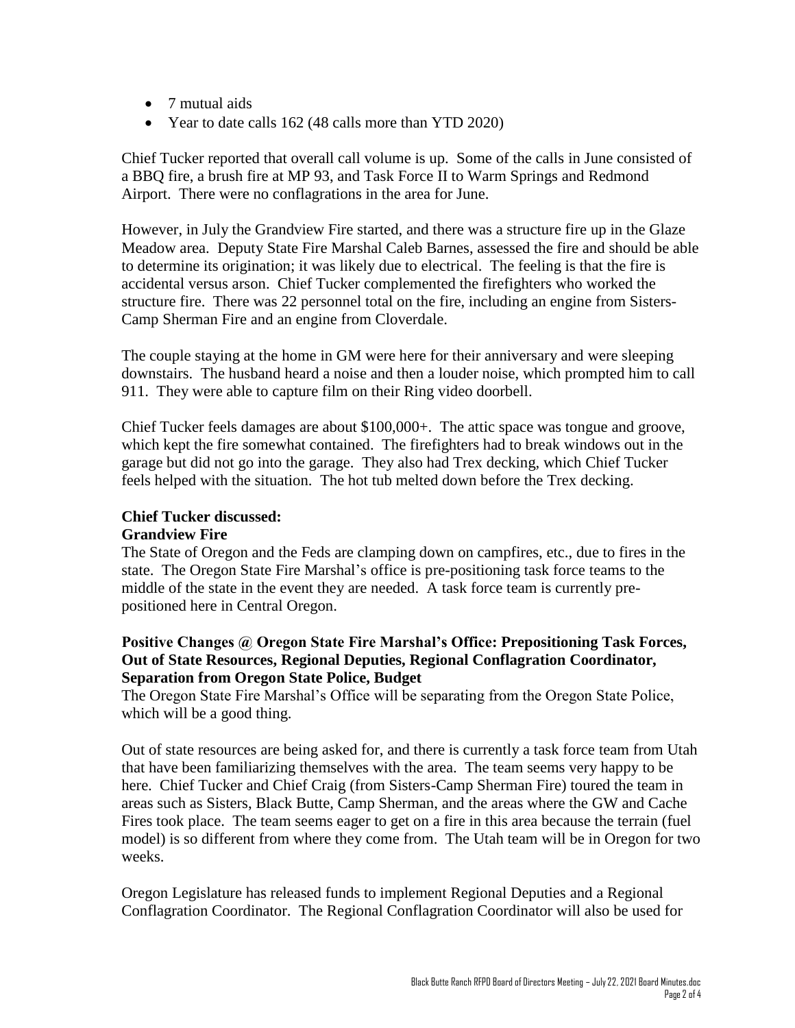- 7 mutual aids
- Year to date calls 162 (48 calls more than YTD 2020)

Chief Tucker reported that overall call volume is up. Some of the calls in June consisted of a BBQ fire, a brush fire at MP 93, and Task Force II to Warm Springs and Redmond Airport. There were no conflagrations in the area for June.

However, in July the Grandview Fire started, and there was a structure fire up in the Glaze Meadow area. Deputy State Fire Marshal Caleb Barnes, assessed the fire and should be able to determine its origination; it was likely due to electrical. The feeling is that the fire is accidental versus arson. Chief Tucker complemented the firefighters who worked the structure fire. There was 22 personnel total on the fire, including an engine from Sisters-Camp Sherman Fire and an engine from Cloverdale.

The couple staying at the home in GM were here for their anniversary and were sleeping downstairs. The husband heard a noise and then a louder noise, which prompted him to call 911. They were able to capture film on their Ring video doorbell.

Chief Tucker feels damages are about $100,000+. The attic space was tongue and groove, which kept the fire somewhat contained. The firefighters had to break windows out in the garage but did not go into the garage. They also had Trex decking, which Chief Tucker feels helped with the situation. The hot tub melted down before the Trex decking.

**Chief Tucker discussed:**
**Grandview Fire**

The State of Oregon and the Feds are clamping down on campfires, etc., due to fires in the state. The Oregon State Fire Marshal's office is pre-positioning task force teams to the middle of the state in the event they are needed. A task force team is currently pre-positioned here in Central Oregon.

**Positive Changes @ Oregon State Fire Marshal's Office: Prepositioning Task Forces, Out of State Resources, Regional Deputies, Regional Conflagration Coordinator, Separation from Oregon State Police, Budget**

The Oregon State Fire Marshal's Office will be separating from the Oregon State Police, which will be a good thing.

Out of state resources are being asked for, and there is currently a task force team from Utah that have been familiarizing themselves with the area. The team seems very happy to be here. Chief Tucker and Chief Craig (from Sisters-Camp Sherman Fire) toured the team in areas such as Sisters, Black Butte, Camp Sherman, and the areas where the GW and Cache Fires took place. The team seems eager to get on a fire in this area because the terrain (fuel model) is so different from where they come from. The Utah team will be in Oregon for two weeks.

Oregon Legislature has released funds to implement Regional Deputies and a Regional Conflagration Coordinator. The Regional Conflagration Coordinator will also be used for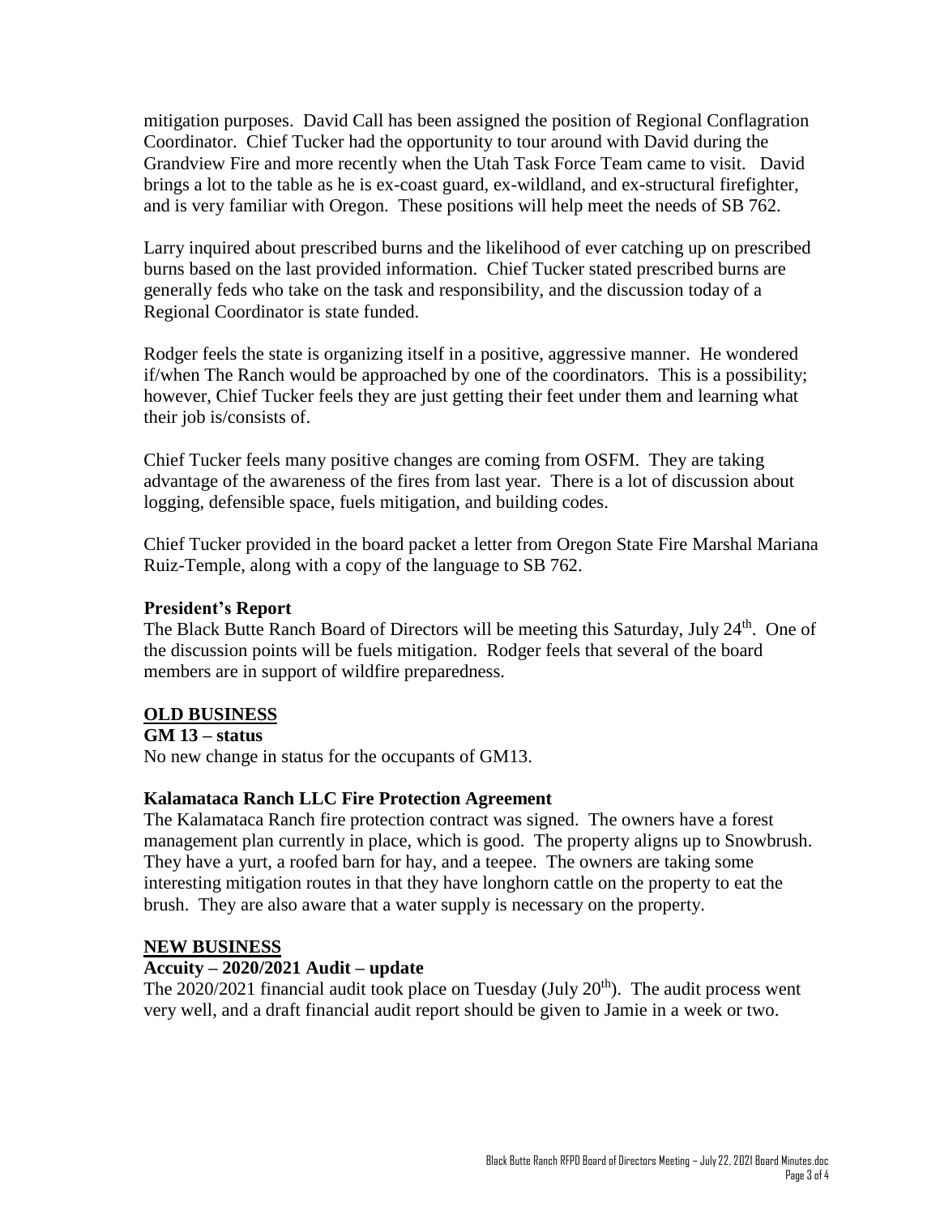mitigation purposes. David Call has been assigned the position of Regional Conflagration Coordinator. Chief Tucker had the opportunity to tour around with David during the Grandview Fire and more recently when the Utah Task Force Team came to visit. David brings a lot to the table as he is ex-coast guard, ex-wildland, and ex-structural firefighter, and is very familiar with Oregon. These positions will help meet the needs of SB 762.

Larry inquired about prescribed burns and the likelihood of ever catching up on prescribed burns based on the last provided information. Chief Tucker stated prescribed burns are generally feds who take on the task and responsibility, and the discussion today of a Regional Coordinator is state funded.

Rodger feels the state is organizing itself in a positive, aggressive manner. He wondered if/when The Ranch would be approached by one of the coordinators. This is a possibility; however, Chief Tucker feels they are just getting their feet under them and learning what their job is/consists of.

Chief Tucker feels many positive changes are coming from OSFM. They are taking advantage of the awareness of the fires from last year. There is a lot of discussion about logging, defensible space, fuels mitigation, and building codes.

Chief Tucker provided in the board packet a letter from Oregon State Fire Marshal Mariana Ruiz-Temple, along with a copy of the language to SB 762.

**President's Report**

The Black Butte Ranch Board of Directors will be meeting this Saturday, July 24th. One of the discussion points will be fuels mitigation. Rodger feels that several of the board members are in support of wildfire preparedness.

**OLD BUSINESS**

**GM 13 – status**

No new change in status for the occupants of GM13.

**Kalamataca Ranch LLC Fire Protection Agreement**

The Kalamataca Ranch fire protection contract was signed. The owners have a forest management plan currently in place, which is good. The property aligns up to Snowbrush. They have a yurt, a roofed barn for hay, and a teepee. The owners are taking some interesting mitigation routes in that they have longhorn cattle on the property to eat the brush. They are also aware that a water supply is necessary on the property.

**NEW BUSINESS**

**Accuity – 2020/2021 Audit – update**

The 2020/2021 financial audit took place on Tuesday (July 20th). The audit process went very well, and a draft financial audit report should be given to Jamie in a week or two.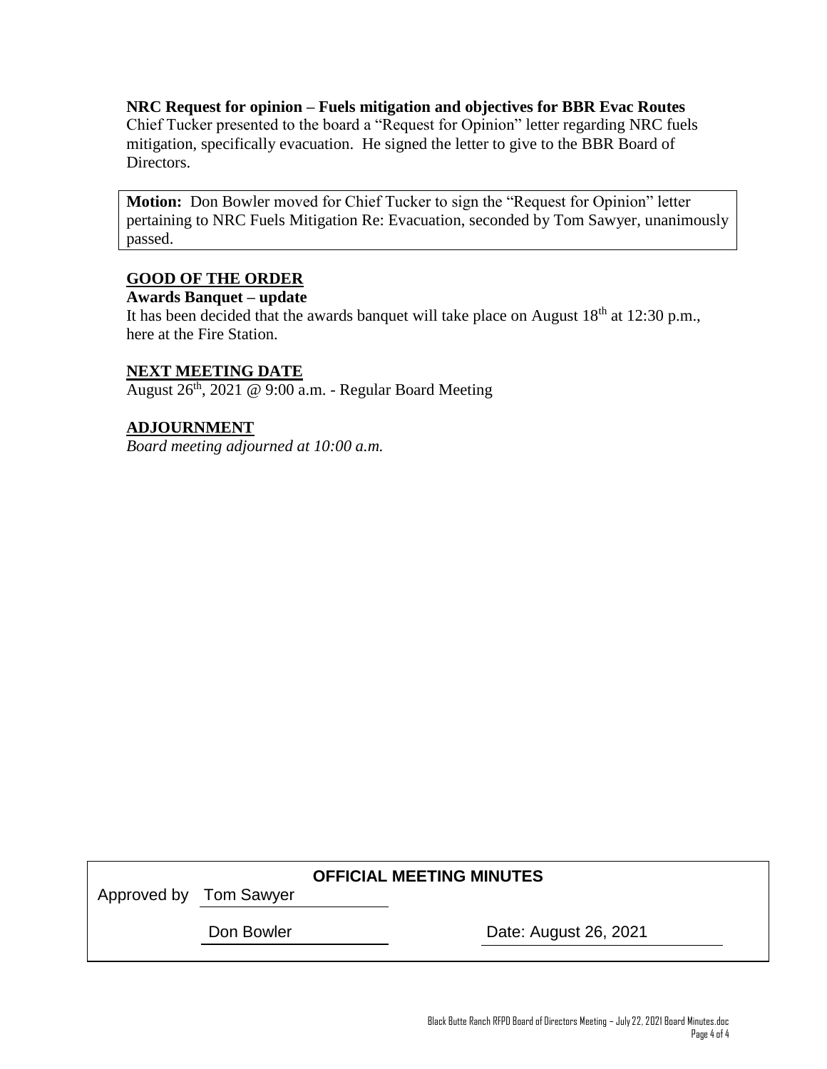**NRC Request for opinion – Fuels mitigation and objectives for BBR Evac Routes**
Chief Tucker presented to the board a "Request for Opinion" letter regarding NRC fuels mitigation, specifically evacuation. He signed the letter to give to the BBR Board of Directors.

**Motion:** Don Bowler moved for Chief Tucker to sign the "Request for Opinion" letter pertaining to NRC Fuels Mitigation Re: Evacuation, seconded by Tom Sawyer, unanimously passed.

## GOOD OF THE ORDER

**Awards Banquet – update**
It has been decided that the awards banquet will take place on August 18th at 12:30 p.m., here at the Fire Station.

## NEXT MEETING DATE

August 26th, 2021 @ 9:00 a.m. - Regular Board Meeting

## ADJOURNMENT

*Board meeting adjourned at 10:00 a.m.*

**OFFICIAL MEETING MINUTES**

Approved by Tom Sawyer

Don Bowler

Date: August 26, 2021